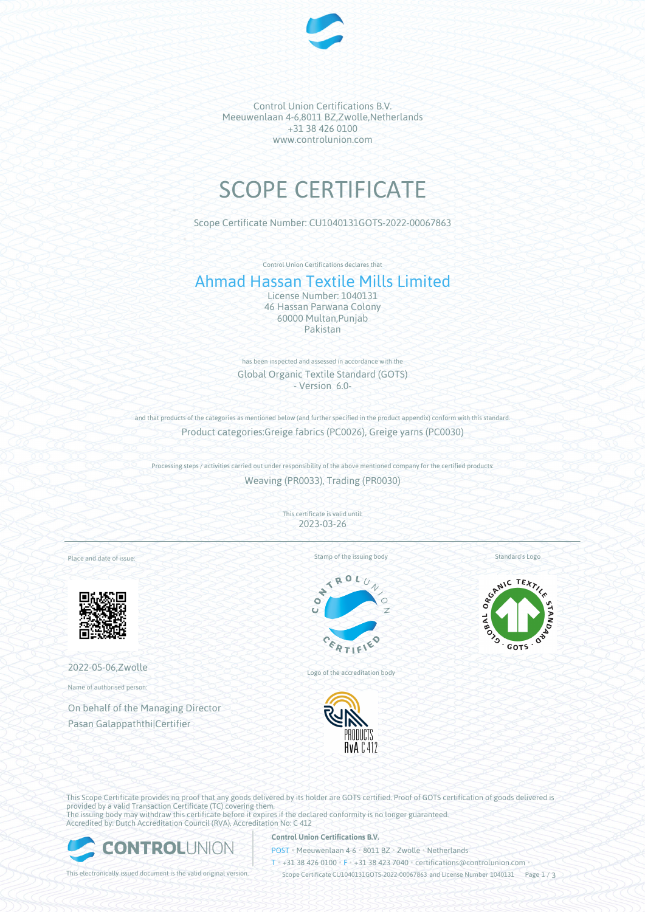Control Union Certifications B.V.
Meeuwenlaan 4-6,8011 BZ,Zwolle,Netherlands
+31 38 426 0100
www.controlunion.com

# SCOPE CERTIFICATE

Scope Certificate Number: CU1040131GOTS-2022-00067863

Control Union Certifications declares that

## Ahmad Hassan Textile Mills Limited

License Number: 1040131
46 Hassan Parwana Colony
60000 Multan,Punjab
Pakistan

has been inspected and assessed in accordance with the

Global Organic Textile Standard (GOTS)
- Version 6.0-

and that products of the categories as mentioned below (and further specified in the product appendix) conform with this standard.

Product categories:Greige fabrics (PC0026), Greige yarns (PC0030)

Processing steps / activities carried out under responsibility of the above mentioned company for the certified products:

Weaving (PR0033), Trading (PR0030)

This certificate is valid until:
2023-03-26

Place and date of issue:

2022-05-06,Zwolle

Name of authorised person:

On behalf of the Managing Director
Pasan Galappaththi|Certifier

Stamp of the issuing body

Logo of the accreditation body

Standard's Logo

This Scope Certificate provides no proof that any goods delivered by its holder are GOTS certified. Proof of GOTS certification of goods delivered is provided by a valid Transaction Certificate (TC) covering them.
The issuing body may withdraw this certificate before it expires if the declared conformity is no longer guaranteed.
Accredited by: Dutch Accreditation Council (RVA), Accreditation No: C 412

This electronically issued document is the valid original version.

**Control Union Certifications B.V.**
POST • Meeuwenlaan 4-6 • 8011 BZ • Zwolle • Netherlands
T • +31 38 426 0100 • F • +31 38 423 7040 • certifications@controlunion.com •
Scope Certificate CU1040131GOTS-2022-00067863 and License Number 1040131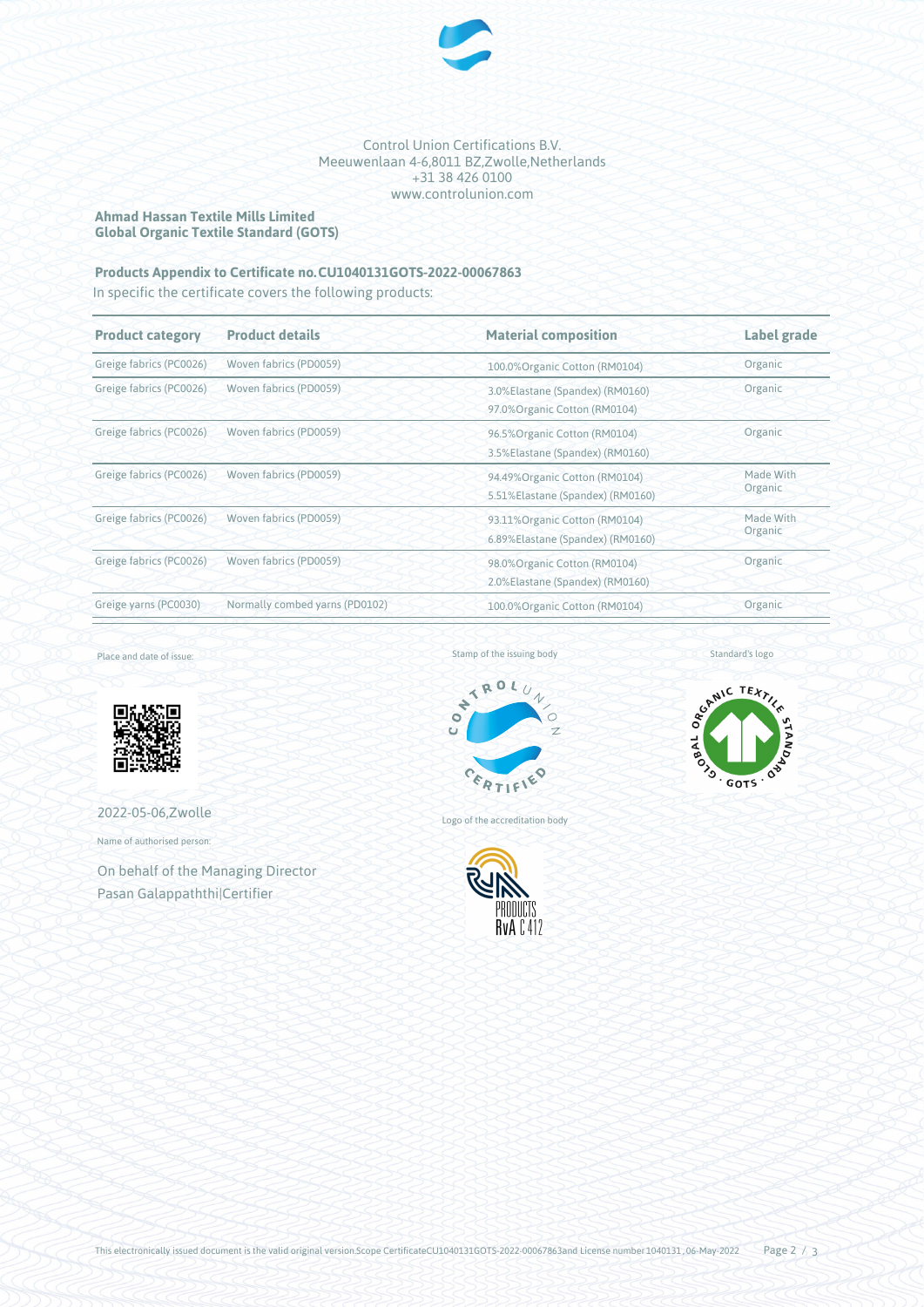Control Union Certifications B.V.
Meeuwenlaan 4-6,8011 BZ,Zwolle,Netherlands
+31 38 426 0100
www.controlunion.com

**Ahmad Hassan Textile Mills Limited**
**Global Organic Textile Standard (GOTS)**

**Products Appendix to Certificate no.CU1040131GOTS-2022-00067863**

In specific the certificate covers the following products:

| Product category | Product details | Material composition | Label grade |
|---|---|---|---|
| Greige fabrics (PC0026) | Woven fabrics (PD0059) | 100.0%Organic Cotton (RM0104) | Organic |
| Greige fabrics (PC0026) | Woven fabrics (PD0059) | 3.0%Elastane (Spandex) (RM0160)<br>97.0%Organic Cotton (RM0104) | Organic |
| Greige fabrics (PC0026) | Woven fabrics (PD0059) | 96.5%Organic Cotton (RM0104)<br>3.5%Elastane (Spandex) (RM0160) | Organic |
| Greige fabrics (PC0026) | Woven fabrics (PD0059) | 94.49%Organic Cotton (RM0104)<br>5.51%Elastane (Spandex) (RM0160) | Made With Organic |
| Greige fabrics (PC0026) | Woven fabrics (PD0059) | 93.11%Organic Cotton (RM0104)<br>6.89%Elastane (Spandex) (RM0160) | Made With Organic |
| Greige fabrics (PC0026) | Woven fabrics (PD0059) | 98.0%Organic Cotton (RM0104)<br>2.0%Elastane (Spandex) (RM0160) | Organic |
| Greige yarns (PC0030) | Normally combed yarns (PD0102) | 100.0%Organic Cotton (RM0104) | Organic |

Place and date of issue:

2022-05-06,Zwolle

Name of authorised person:

On behalf of the Managing Director
Pasan Galappaththi|Certifier

Stamp of the issuing body

Logo of the accreditation body

Standard's logo

This electronically issued document is the valid original version.Scope CertificateCU1040131GOTS-2022-00067863and License number 1040131, 06-May-2022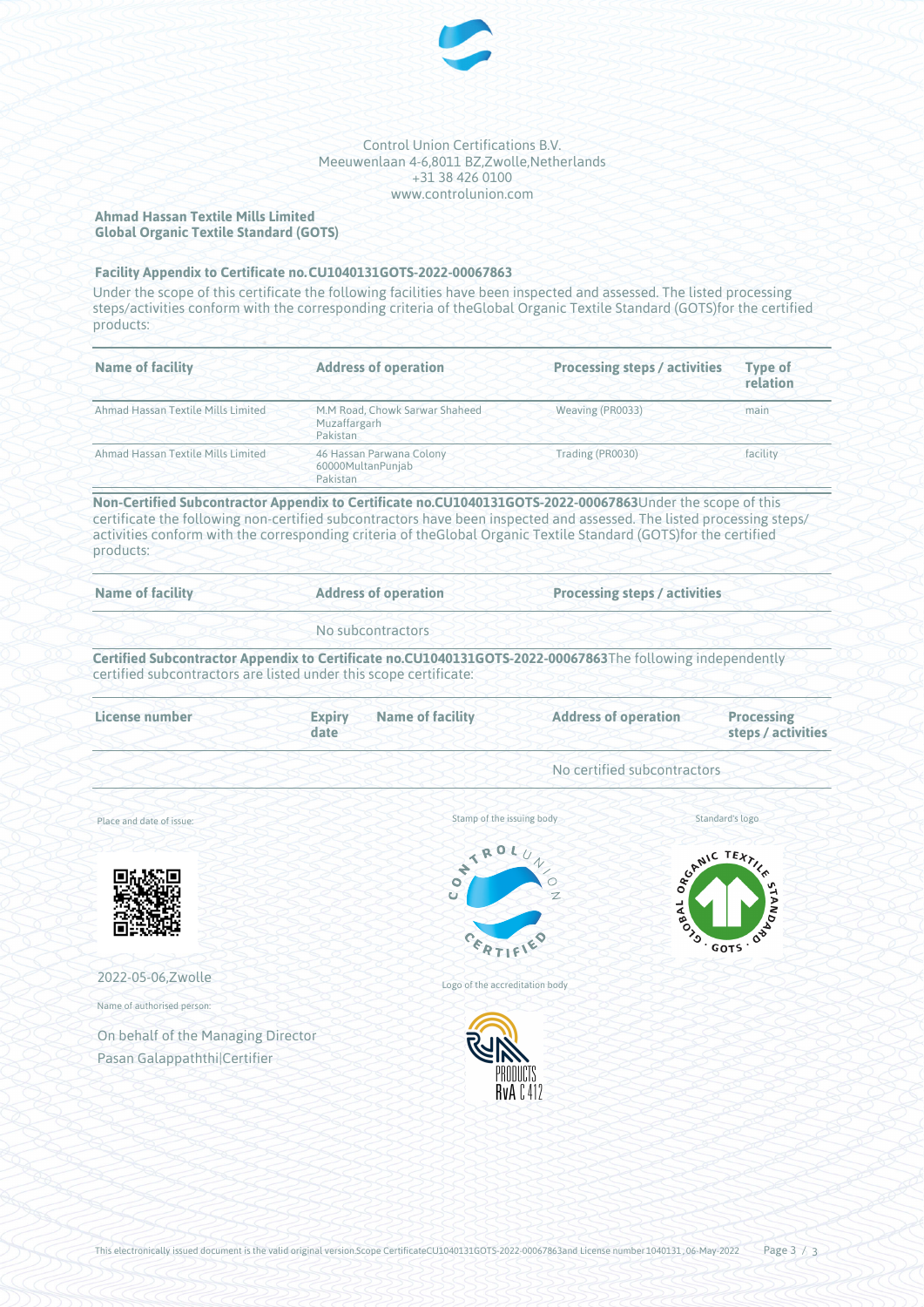Control Union Certifications B.V.
Meeuwenlaan 4-6,8011 BZ,Zwolle,Netherlands
+31 38 426 0100
www.controlunion.com

**Ahmad Hassan Textile Mills Limited**
**Global Organic Textile Standard (GOTS)**

**Facility Appendix to Certificate no. CU1040131GOTS-2022-00067863**

Under the scope of this certificate the following facilities have been inspected and assessed. The listed processing steps/activities conform with the corresponding criteria of theGlobal Organic Textile Standard (GOTS)for the certified products:

| Name of facility | Address of operation | Processing steps / activities | Type of relation |
|---|---|---|---|
| Ahmad Hassan Textile Mills Limited | M.M Road, Chowk Sarwar Shaheed Muzaffargarh Pakistan | Weaving (PR0033) | main |
| Ahmad Hassan Textile Mills Limited | 46 Hassan Parwana Colony 60000MultanPunjab Pakistan | Trading (PR0030) | facility |

**Non-Certified Subcontractor Appendix to Certificate no.CU1040131GOTS-2022-00067863**Under the scope of this certificate the following non-certified subcontractors have been inspected and assessed. The listed processing steps/activities conform with the corresponding criteria of theGlobal Organic Textile Standard (GOTS)for the certified products:

| Name of facility | Address of operation | Processing steps / activities |
|---|---|---|
| | No subcontractors | |

**Certified Subcontractor Appendix to Certificate no.CU1040131GOTS-2022-00067863**The following independently certified subcontractors are listed under this scope certificate:

| License number | Expiry date | Name of facility | Address of operation | Processing steps / activities |
|---|---|---|---|---|
| | | | No certified subcontractors | |

Place and date of issue:

2022-05-06,Zwolle

Name of authorised person:

On behalf of the Managing Director
Pasan Galappaththi|Certifier

Stamp of the issuing body

Standard's logo

Logo of the accreditation body

This electronically issued document is the valid original version.Scope CertificateCU1040131GOTS-2022-00067863and License number 1040131, 06-May-2022